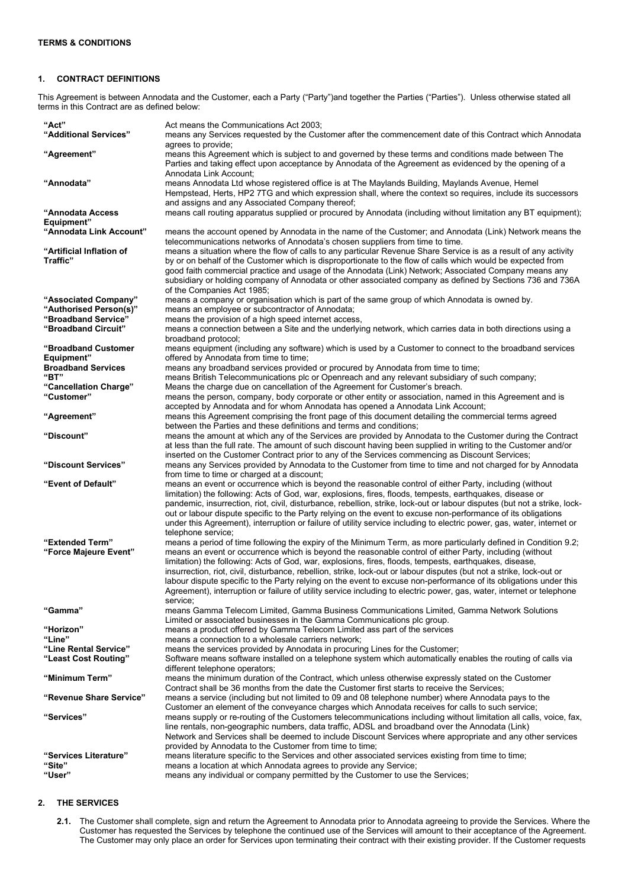**TERMS & CONDITIONS**

## 1. CONTRACT DEFINITIONS

This Agreement is between Annodata and the Customer, each a Party ("Party")and together the Parties ("Parties"). Unless otherwise stated all terms in this Contract are as defined below:

| | |
|---|---|
| **"Act"** | Act means the Communications Act 2003; |
| **"Additional Services"** | means any Services requested by the Customer after the commencement date of this Contract which Annodata agrees to provide; |
| **"Agreement"** | means this Agreement which is subject to and governed by these terms and conditions made between The Parties and taking effect upon acceptance by Annodata of the Agreement as evidenced by the opening of a Annodata Link Account; |
| **"Annodata"** | means Annodata Ltd whose registered office is at The Maylands Building, Maylands Avenue, Hemel Hempstead, Herts, HP2 7TG and which expression shall, where the context so requires, include its successors and assigns and any Associated Company thereof; |
| **"Annodata Access Equipment"** | means call routing apparatus supplied or procured by Annodata (including without limitation any BT equipment); |
| **"Annodata Link Account"** | means the account opened by Annodata in the name of the Customer; and Annodata (Link) Network means the telecommunications networks of Annodata's chosen suppliers from time to time. |
| **"Artificial Inflation of Traffic"** | means a situation where the flow of calls to any particular Revenue Share Service is as a result of any activity by or on behalf of the Customer which is disproportionate to the flow of calls which would be expected from good faith commercial practice and usage of the Annodata (Link) Network; Associated Company means any subsidiary or holding company of Annodata or other associated company as defined by Sections 736 and 736A of the Companies Act 1985; |
| **"Associated Company"** | means a company or organisation which is part of the same group of which Annodata is owned by. |
| **"Authorised Person(s)"** | means an employee or subcontractor of Annodata; |
| **"Broadband Service"** | means the provision of a high speed internet access, |
| **"Broadband Circuit"** | means a connection between a Site and the underlying network, which carries data in both directions using a broadband protocol; |
| **"Broadband Customer Equipment"** | means equipment (including any software) which is used by a Customer to connect to the broadband services offered by Annodata from time to time; |
| **Broadband Services** | means any broadband services provided or procured by Annodata from time to time; |
| **"BT"** | means British Telecommunications plc or Openreach and any relevant subsidiary of such company; |
| **"Cancellation Charge"** | Means the charge due on cancellation of the Agreement for Customer's breach. |
| **"Customer"** | means the person, company, body corporate or other entity or association, named in this Agreement and is accepted by Annodata and for whom Annodata has opened a Annodata Link Account; |
| **"Agreement"** | means this Agreement comprising the front page of this document detailing the commercial terms agreed between the Parties and these definitions and terms and conditions; |
| **"Discount"** | means the amount at which any of the Services are provided by Annodata to the Customer during the Contract at less than the full rate. The amount of such discount having been supplied in writing to the Customer and/or inserted on the Customer Contract prior to any of the Services commencing as Discount Services; |
| **"Discount Services"** | means any Services provided by Annodata to the Customer from time to time and not charged for by Annodata from time to time or charged at a discount; |
| **"Event of Default"** | means an event or occurrence which is beyond the reasonable control of either Party, including (without limitation) the following: Acts of God, war, explosions, fires, floods, tempests, earthquakes, disease or pandemic, insurrection, riot, civil, disturbance, rebellion, strike, lock-out or labour disputes (but not a strike, lock-out or labour dispute specific to the Party relying on the event to excuse non-performance of its obligations under this Agreement), interruption or failure of utility service including to electric power, gas, water, internet or telephone service; |
| **"Extended Term"** | means a period of time following the expiry of the Minimum Term, as more particularly defined in Condition 9.2; |
| **"Force Majeure Event"** | means an event or occurrence which is beyond the reasonable control of either Party, including (without limitation) the following: Acts of God, war, explosions, fires, floods, tempests, earthquakes, disease, insurrection, riot, civil, disturbance, rebellion, strike, lock-out or labour disputes (but not a strike, lock-out or labour dispute specific to the Party relying on the event to excuse non-performance of its obligations under this Agreement), interruption or failure of utility service including to electric power, gas, water, internet or telephone service; |
| **"Gamma"** | means Gamma Telecom Limited, Gamma Business Communications Limited, Gamma Network Solutions Limited or associated businesses in the Gamma Communications plc group. |
| **"Horizon"** | means a product offered by Gamma Telecom Limited ass part of the services |
| **"Line"** | means a connection to a wholesale carriers network; |
| **"Line Rental Service"** | means the services provided by Annodata in procuring Lines for the Customer; |
| **"Least Cost Routing"** | Software means software installed on a telephone system which automatically enables the routing of calls via different telephone operators; |
| **"Minimum Term"** | means the minimum duration of the Contract, which unless otherwise expressly stated on the Customer Contract shall be 36 months from the date the Customer first starts to receive the Services; |
| **"Revenue Share Service"** | means a service (including but not limited to 09 and 08 telephone number) where Annodata pays to the Customer an element of the conveyance charges which Annodata receives for calls to such service; |
| **"Services"** | means supply or re-routing of the Customers telecommunications including without limitation all calls, voice, fax, line rentals, non-geographic numbers, data traffic, ADSL and broadband over the Annodata (Link) Network and Services shall be deemed to include Discount Services where appropriate and any other services provided by Annodata to the Customer from time to time; |
| **"Services Literature"** | means literature specific to the Services and other associated services existing from time to time; |
| **"Site"** | means a location at which Annodata agrees to provide any Service; |
| **"User"** | means any individual or company permitted by the Customer to use the Services; |

## 2. THE SERVICES

**2.1.** The Customer shall complete, sign and return the Agreement to Annodata prior to Annodata agreeing to provide the Services. Where the Customer has requested the Services by telephone the continued use of the Services will amount to their acceptance of the Agreement. The Customer may only place an order for Services upon terminating their contract with their existing provider. If the Customer requests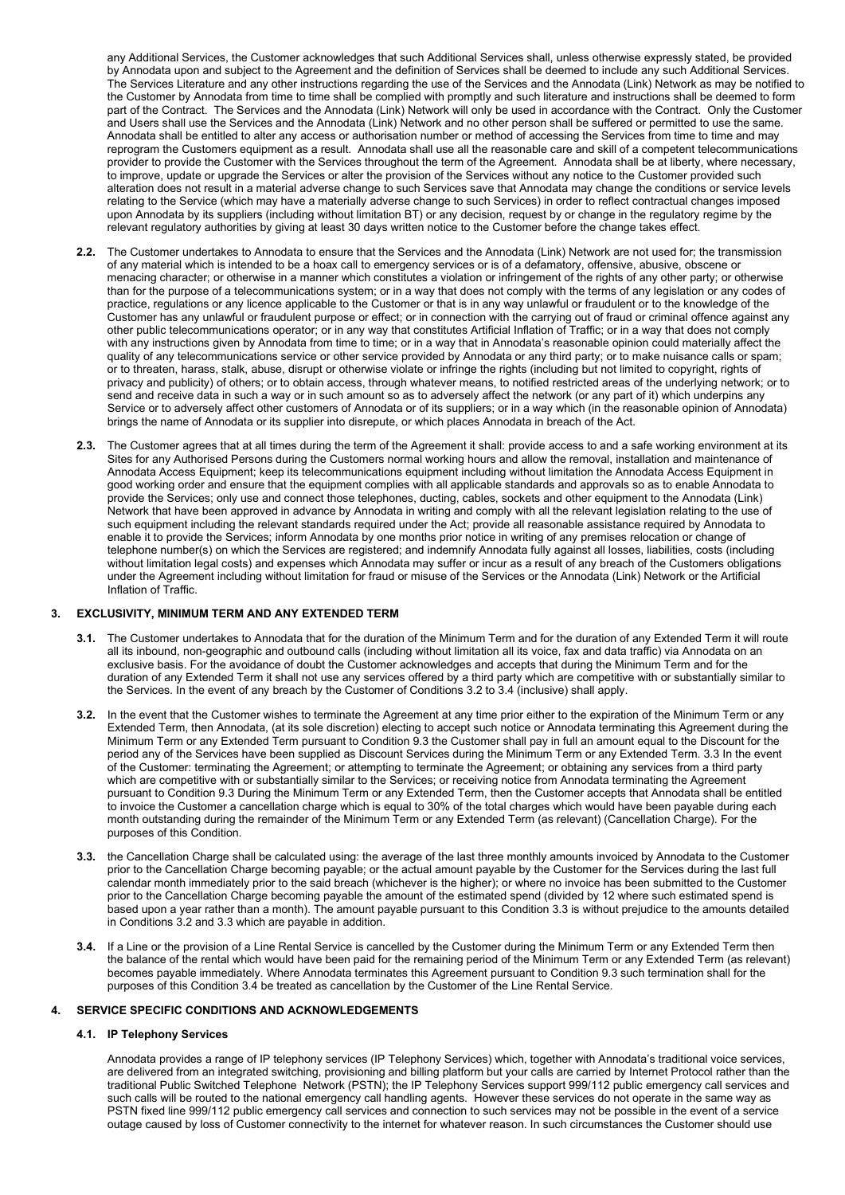any Additional Services, the Customer acknowledges that such Additional Services shall, unless otherwise expressly stated, be provided by Annodata upon and subject to the Agreement and the definition of Services shall be deemed to include any such Additional Services. The Services Literature and any other instructions regarding the use of the Services and the Annodata (Link) Network as may be notified to the Customer by Annodata from time to time shall be complied with promptly and such literature and instructions shall be deemed to form part of the Contract. The Services and the Annodata (Link) Network will only be used in accordance with the Contract. Only the Customer and Users shall use the Services and the Annodata (Link) Network and no other person shall be suffered or permitted to use the same. Annodata shall be entitled to alter any access or authorisation number or method of accessing the Services from time to time and may reprogram the Customers equipment as a result. Annodata shall use all the reasonable care and skill of a competent telecommunications provider to provide the Customer with the Services throughout the term of the Agreement. Annodata shall be at liberty, where necessary, to improve, update or upgrade the Services or alter the provision of the Services without any notice to the Customer provided such alteration does not result in a material adverse change to such Services save that Annodata may change the conditions or service levels relating to the Service (which may have a materially adverse change to such Services) in order to reflect contractual changes imposed upon Annodata by its suppliers (including without limitation BT) or any decision, request by or change in the regulatory regime by the relevant regulatory authorities by giving at least 30 days written notice to the Customer before the change takes effect.

**2.2.** The Customer undertakes to Annodata to ensure that the Services and the Annodata (Link) Network are not used for; the transmission of any material which is intended to be a hoax call to emergency services or is of a defamatory, offensive, abusive, obscene or menacing character; or otherwise in a manner which constitutes a violation or infringement of the rights of any other party; or otherwise than for the purpose of a telecommunications system; or in a way that does not comply with the terms of any legislation or any codes of practice, regulations or any licence applicable to the Customer or that is in any way unlawful or fraudulent or to the knowledge of the Customer has any unlawful or fraudulent purpose or effect; or in connection with the carrying out of fraud or criminal offence against any other public telecommunications operator; or in any way that constitutes Artificial Inflation of Traffic; or in a way that does not comply with any instructions given by Annodata from time to time; or in a way that in Annodata's reasonable opinion could materially affect the quality of any telecommunications service or other service provided by Annodata or any third party; or to make nuisance calls or spam; or to threaten, harass, stalk, abuse, disrupt or otherwise violate or infringe the rights (including but not limited to copyright, rights of privacy and publicity) of others; or to obtain access, through whatever means, to notified restricted areas of the underlying network; or to send and receive data in such a way or in such amount so as to adversely affect the network (or any part of it) which underpins any Service or to adversely affect other customers of Annodata or of its suppliers; or in a way which (in the reasonable opinion of Annodata) brings the name of Annodata or its supplier into disrepute, or which places Annodata in breach of the Act.

**2.3.** The Customer agrees that at all times during the term of the Agreement it shall: provide access to and a safe working environment at its Sites for any Authorised Persons during the Customers normal working hours and allow the removal, installation and maintenance of Annodata Access Equipment; keep its telecommunications equipment including without limitation the Annodata Access Equipment in good working order and ensure that the equipment complies with all applicable standards and approvals so as to enable Annodata to provide the Services; only use and connect those telephones, ducting, cables, sockets and other equipment to the Annodata (Link) Network that have been approved in advance by Annodata in writing and comply with all the relevant legislation relating to the use of such equipment including the relevant standards required under the Act; provide all reasonable assistance required by Annodata to enable it to provide the Services; inform Annodata by one months prior notice in writing of any premises relocation or change of telephone number(s) on which the Services are registered; and indemnify Annodata fully against all losses, liabilities, costs (including without limitation legal costs) and expenses which Annodata may suffer or incur as a result of any breach of the Customers obligations under the Agreement including without limitation for fraud or misuse of the Services or the Annodata (Link) Network or the Artificial Inflation of Traffic.

## 3. EXCLUSIVITY, MINIMUM TERM AND ANY EXTENDED TERM

**3.1.** The Customer undertakes to Annodata that for the duration of the Minimum Term and for the duration of any Extended Term it will route all its inbound, non-geographic and outbound calls (including without limitation all its voice, fax and data traffic) via Annodata on an exclusive basis. For the avoidance of doubt the Customer acknowledges and accepts that during the Minimum Term and for the duration of any Extended Term it shall not use any services offered by a third party which are competitive with or substantially similar to the Services. In the event of any breach by the Customer of Conditions 3.2 to 3.4 (inclusive) shall apply.

**3.2.** In the event that the Customer wishes to terminate the Agreement at any time prior either to the expiration of the Minimum Term or any Extended Term, then Annodata, (at its sole discretion) electing to accept such notice or Annodata terminating this Agreement during the Minimum Term or any Extended Term pursuant to Condition 9.3 the Customer shall pay in full an amount equal to the Discount for the period any of the Services have been supplied as Discount Services during the Minimum Term or any Extended Term. 3.3 In the event of the Customer: terminating the Agreement; or attempting to terminate the Agreement; or obtaining any services from a third party which are competitive with or substantially similar to the Services; or receiving notice from Annodata terminating the Agreement pursuant to Condition 9.3 During the Minimum Term or any Extended Term, then the Customer accepts that Annodata shall be entitled to invoice the Customer a cancellation charge which is equal to 30% of the total charges which would have been payable during each month outstanding during the remainder of the Minimum Term or any Extended Term (as relevant) (Cancellation Charge). For the purposes of this Condition.

**3.3.** the Cancellation Charge shall be calculated using: the average of the last three monthly amounts invoiced by Annodata to the Customer prior to the Cancellation Charge becoming payable; or the actual amount payable by the Customer for the Services during the last full calendar month immediately prior to the said breach (whichever is the higher); or where no invoice has been submitted to the Customer prior to the Cancellation Charge becoming payable the amount of the estimated spend (divided by 12 where such estimated spend is based upon a year rather than a month). The amount payable pursuant to this Condition 3.3 is without prejudice to the amounts detailed in Conditions 3.2 and 3.3 which are payable in addition.

**3.4.** If a Line or the provision of a Line Rental Service is cancelled by the Customer during the Minimum Term or any Extended Term then the balance of the rental which would have been paid for the remaining period of the Minimum Term or any Extended Term (as relevant) becomes payable immediately. Where Annodata terminates this Agreement pursuant to Condition 9.3 such termination shall for the purposes of this Condition 3.4 be treated as cancellation by the Customer of the Line Rental Service.

## 4. SERVICE SPECIFIC CONDITIONS AND ACKNOWLEDGEMENTS

### 4.1. IP Telephony Services

Annodata provides a range of IP telephony services (IP Telephony Services) which, together with Annodata's traditional voice services, are delivered from an integrated switching, provisioning and billing platform but your calls are carried by Internet Protocol rather than the traditional Public Switched Telephone Network (PSTN); the IP Telephony Services support 999/112 public emergency call services and such calls will be routed to the national emergency call handling agents. However these services do not operate in the same way as PSTN fixed line 999/112 public emergency call services and connection to such services may not be possible in the event of a service outage caused by loss of Customer connectivity to the internet for whatever reason. In such circumstances the Customer should use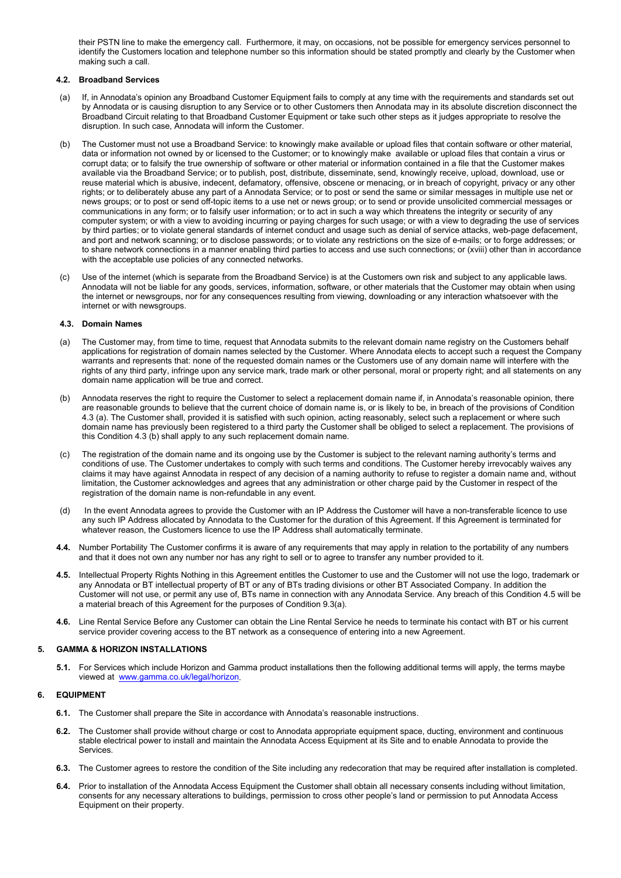their PSTN line to make the emergency call. Furthermore, it may, on occasions, not be possible for emergency services personnel to identify the Customers location and telephone number so this information should be stated promptly and clearly by the Customer when making such a call.

### 4.2. Broadband Services

(a) If, in Annodata's opinion any Broadband Customer Equipment fails to comply at any time with the requirements and standards set out by Annodata or is causing disruption to any Service or to other Customers then Annodata may in its absolute discretion disconnect the Broadband Circuit relating to that Broadband Customer Equipment or take such other steps as it judges appropriate to resolve the disruption. In such case, Annodata will inform the Customer.

(b) The Customer must not use a Broadband Service: to knowingly make available or upload files that contain software or other material, data or information not owned by or licensed to the Customer; or to knowingly make available or upload files that contain a virus or corrupt data; or to falsify the true ownership of software or other material or information contained in a file that the Customer makes available via the Broadband Service; or to publish, post, distribute, disseminate, send, knowingly receive, upload, download, use or reuse material which is abusive, indecent, defamatory, offensive, obscene or menacing, or in breach of copyright, privacy or any other rights; or to deliberately abuse any part of a Annodata Service; or to post or send the same or similar messages in multiple use net or news groups; or to post or send off-topic items to a use net or news group; or to send or provide unsolicited commercial messages or communications in any form; or to falsify user information; or to act in such a way which threatens the integrity or security of any computer system; or with a view to avoiding incurring or paying charges for such usage; or with a view to degrading the use of services by third parties; or to violate general standards of internet conduct and usage such as denial of service attacks, web-page defacement, and port and network scanning; or to disclose passwords; or to violate any restrictions on the size of e-mails; or to forge addresses; or to share network connections in a manner enabling third parties to access and use such connections; or (xviii) other than in accordance with the acceptable use policies of any connected networks.

(c) Use of the internet (which is separate from the Broadband Service) is at the Customers own risk and subject to any applicable laws. Annodata will not be liable for any goods, services, information, software, or other materials that the Customer may obtain when using the internet or newsgroups, nor for any consequences resulting from viewing, downloading or any interaction whatsoever with the internet or with newsgroups.

### 4.3. Domain Names

(a) The Customer may, from time to time, request that Annodata submits to the relevant domain name registry on the Customers behalf applications for registration of domain names selected by the Customer. Where Annodata elects to accept such a request the Company warrants and represents that: none of the requested domain names or the Customers use of any domain name will interfere with the rights of any third party, infringe upon any service mark, trade mark or other personal, moral or property right; and all statements on any domain name application will be true and correct.

(b) Annodata reserves the right to require the Customer to select a replacement domain name if, in Annodata's reasonable opinion, there are reasonable grounds to believe that the current choice of domain name is, or is likely to be, in breach of the provisions of Condition 4.3 (a). The Customer shall, provided it is satisfied with such opinion, acting reasonably, select such a replacement or where such domain name has previously been registered to a third party the Customer shall be obliged to select a replacement. The provisions of this Condition 4.3 (b) shall apply to any such replacement domain name.

(c) The registration of the domain name and its ongoing use by the Customer is subject to the relevant naming authority's terms and conditions of use. The Customer undertakes to comply with such terms and conditions. The Customer hereby irrevocably waives any claims it may have against Annodata in respect of any decision of a naming authority to refuse to register a domain name and, without limitation, the Customer acknowledges and agrees that any administration or other charge paid by the Customer in respect of the registration of the domain name is non-refundable in any event.

(d) In the event Annodata agrees to provide the Customer with an IP Address the Customer will have a non-transferable licence to use any such IP Address allocated by Annodata to the Customer for the duration of this Agreement. If this Agreement is terminated for whatever reason, the Customers licence to use the IP Address shall automatically terminate.

**4.4.** Number Portability The Customer confirms it is aware of any requirements that may apply in relation to the portability of any numbers and that it does not own any number nor has any right to sell or to agree to transfer any number provided to it.

**4.5.** Intellectual Property Rights Nothing in this Agreement entitles the Customer to use and the Customer will not use the logo, trademark or any Annodata or BT intellectual property of BT or any of BTs trading divisions or other BT Associated Company. In addition the Customer will not use, or permit any use of, BTs name in connection with any Annodata Service. Any breach of this Condition 4.5 will be a material breach of this Agreement for the purposes of Condition 9.3(a).

**4.6.** Line Rental Service Before any Customer can obtain the Line Rental Service he needs to terminate his contact with BT or his current service provider covering access to the BT network as a consequence of entering into a new Agreement.

## 5. GAMMA & HORIZON INSTALLATIONS

**5.1.** For Services which include Horizon and Gamma product installations then the following additional terms will apply, the terms maybe viewed at [www.gamma.co.uk/legal/horizon](www.gamma.co.uk/legal/horizon).

## 6. EQUIPMENT

**6.1.** The Customer shall prepare the Site in accordance with Annodata's reasonable instructions.

**6.2.** The Customer shall provide without charge or cost to Annodata appropriate equipment space, ducting, environment and continuous stable electrical power to install and maintain the Annodata Access Equipment at its Site and to enable Annodata to provide the Services.

**6.3.** The Customer agrees to restore the condition of the Site including any redecoration that may be required after installation is completed.

**6.4.** Prior to installation of the Annodata Access Equipment the Customer shall obtain all necessary consents including without limitation, consents for any necessary alterations to buildings, permission to cross other people's land or permission to put Annodata Access Equipment on their property.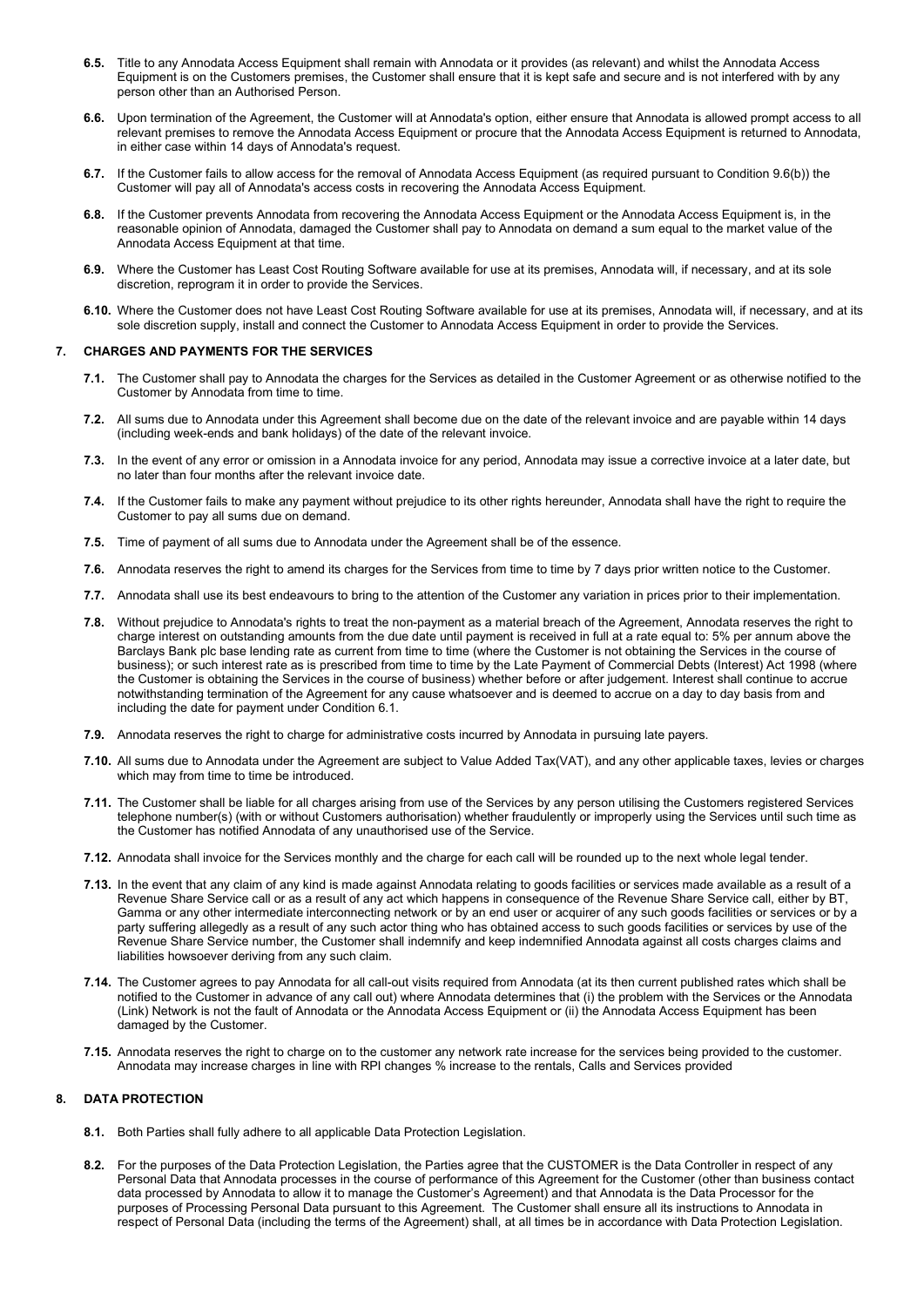**6.5.** Title to any Annodata Access Equipment shall remain with Annodata or it provides (as relevant) and whilst the Annodata Access Equipment is on the Customers premises, the Customer shall ensure that it is kept safe and secure and is not interfered with by any person other than an Authorised Person.

**6.6.** Upon termination of the Agreement, the Customer will at Annodata's option, either ensure that Annodata is allowed prompt access to all relevant premises to remove the Annodata Access Equipment or procure that the Annodata Access Equipment is returned to Annodata, in either case within 14 days of Annodata's request.

**6.7.** If the Customer fails to allow access for the removal of Annodata Access Equipment (as required pursuant to Condition 9.6(b)) the Customer will pay all of Annodata's access costs in recovering the Annodata Access Equipment.

**6.8.** If the Customer prevents Annodata from recovering the Annodata Access Equipment or the Annodata Access Equipment is, in the reasonable opinion of Annodata, damaged the Customer shall pay to Annodata on demand a sum equal to the market value of the Annodata Access Equipment at that time.

**6.9.** Where the Customer has Least Cost Routing Software available for use at its premises, Annodata will, if necessary, and at its sole discretion, reprogram it in order to provide the Services.

**6.10.** Where the Customer does not have Least Cost Routing Software available for use at its premises, Annodata will, if necessary, and at its sole discretion supply, install and connect the Customer to Annodata Access Equipment in order to provide the Services.

## 7. CHARGES AND PAYMENTS FOR THE SERVICES

**7.1.** The Customer shall pay to Annodata the charges for the Services as detailed in the Customer Agreement or as otherwise notified to the Customer by Annodata from time to time.

**7.2.** All sums due to Annodata under this Agreement shall become due on the date of the relevant invoice and are payable within 14 days (including week-ends and bank holidays) of the date of the relevant invoice.

**7.3.** In the event of any error or omission in a Annodata invoice for any period, Annodata may issue a corrective invoice at a later date, but no later than four months after the relevant invoice date.

**7.4.** If the Customer fails to make any payment without prejudice to its other rights hereunder, Annodata shall have the right to require the Customer to pay all sums due on demand.

**7.5.** Time of payment of all sums due to Annodata under the Agreement shall be of the essence.

**7.6.** Annodata reserves the right to amend its charges for the Services from time to time by 7 days prior written notice to the Customer.

**7.7.** Annodata shall use its best endeavours to bring to the attention of the Customer any variation in prices prior to their implementation.

**7.8.** Without prejudice to Annodata's rights to treat the non-payment as a material breach of the Agreement, Annodata reserves the right to charge interest on outstanding amounts from the due date until payment is received in full at a rate equal to: 5% per annum above the Barclays Bank plc base lending rate as current from time to time (where the Customer is not obtaining the Services in the course of business); or such interest rate as is prescribed from time to time by the Late Payment of Commercial Debts (Interest) Act 1998 (where the Customer is obtaining the Services in the course of business) whether before or after judgement. Interest shall continue to accrue notwithstanding termination of the Agreement for any cause whatsoever and is deemed to accrue on a day to day basis from and including the date for payment under Condition 6.1.

**7.9.** Annodata reserves the right to charge for administrative costs incurred by Annodata in pursuing late payers.

**7.10.** All sums due to Annodata under the Agreement are subject to Value Added Tax(VAT), and any other applicable taxes, levies or charges which may from time to time be introduced.

**7.11.** The Customer shall be liable for all charges arising from use of the Services by any person utilising the Customers registered Services telephone number(s) (with or without Customers authorisation) whether fraudulently or improperly using the Services until such time as the Customer has notified Annodata of any unauthorised use of the Service.

**7.12.** Annodata shall invoice for the Services monthly and the charge for each call will be rounded up to the next whole legal tender.

**7.13.** In the event that any claim of any kind is made against Annodata relating to goods facilities or services made available as a result of a Revenue Share Service call or as a result of any act which happens in consequence of the Revenue Share Service call, either by BT, Gamma or any other intermediate interconnecting network or by an end user or acquirer of any such goods facilities or services or by a party suffering allegedly as a result of any such actor thing who has obtained access to such goods facilities or services by use of the Revenue Share Service number, the Customer shall indemnify and keep indemnified Annodata against all costs charges claims and liabilities howsoever deriving from any such claim.

**7.14.** The Customer agrees to pay Annodata for all call-out visits required from Annodata (at its then current published rates which shall be notified to the Customer in advance of any call out) where Annodata determines that (i) the problem with the Services or the Annodata (Link) Network is not the fault of Annodata or the Annodata Access Equipment or (ii) the Annodata Access Equipment has been damaged by the Customer.

**7.15.** Annodata reserves the right to charge on to the customer any network rate increase for the services being provided to the customer. Annodata may increase charges in line with RPI changes % increase to the rentals, Calls and Services provided

## 8. DATA PROTECTION

**8.1.** Both Parties shall fully adhere to all applicable Data Protection Legislation.

**8.2.** For the purposes of the Data Protection Legislation, the Parties agree that the CUSTOMER is the Data Controller in respect of any Personal Data that Annodata processes in the course of performance of this Agreement for the Customer (other than business contact data processed by Annodata to allow it to manage the Customer's Agreement) and that Annodata is the Data Processor for the purposes of Processing Personal Data pursuant to this Agreement. The Customer shall ensure all its instructions to Annodata in respect of Personal Data (including the terms of the Agreement) shall, at all times be in accordance with Data Protection Legislation.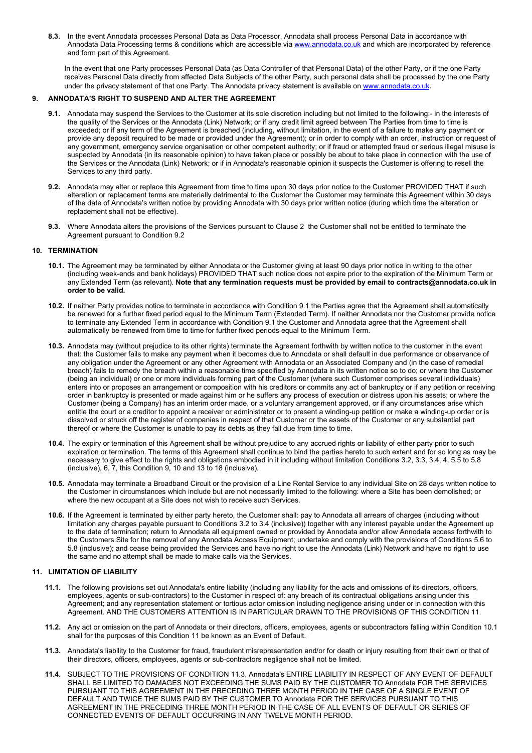**8.3.** In the event Annodata processes Personal Data as Data Processor, Annodata shall process Personal Data in accordance with Annodata Data Processing terms & conditions which are accessible via www.annodata.co.uk and which are incorporated by reference and form part of this Agreement.

In the event that one Party processes Personal Data (as Data Controller of that Personal Data) of the other Party, or if the one Party receives Personal Data directly from affected Data Subjects of the other Party, such personal data shall be processed by the one Party under the privacy statement of that one Party. The Annodata privacy statement is available on www.annodata.co.uk.

## 9. ANNODATA'S RIGHT TO SUSPEND AND ALTER THE AGREEMENT

**9.1.** Annodata may suspend the Services to the Customer at its sole discretion including but not limited to the following:- in the interests of the quality of the Services or the Annodata (Link) Network; or if any credit limit agreed between The Parties from time to time is exceeded; or if any term of the Agreement is breached (including, without limitation, in the event of a failure to make any payment or provide any deposit required to be made or provided under the Agreement); or in order to comply with an order, instruction or request of any government, emergency service organisation or other competent authority; or if fraud or attempted fraud or serious illegal misuse is suspected by Annodata (in its reasonable opinion) to have taken place or possibly be about to take place in connection with the use of the Services or the Annodata (Link) Network; or if in Annodata's reasonable opinion it suspects the Customer is offering to resell the Services to any third party.

**9.2.** Annodata may alter or replace this Agreement from time to time upon 30 days prior notice to the Customer PROVIDED THAT if such alteration or replacement terms are materially detrimental to the Customer the Customer may terminate this Agreement within 30 days of the date of Annodata's written notice by providing Annodata with 30 days prior written notice (during which time the alteration or replacement shall not be effective).

**9.3.** Where Annodata alters the provisions of the Services pursuant to Clause 2 the Customer shall not be entitled to terminate the Agreement pursuant to Condition 9.2

## 10. TERMINATION

**10.1.** The Agreement may be terminated by either Annodata or the Customer giving at least 90 days prior notice in writing to the other (including week-ends and bank holidays) PROVIDED THAT such notice does not expire prior to the expiration of the Minimum Term or any Extended Term (as relevant). **Note that any termination requests must be provided by email to contracts@annodata.co.uk in order to be valid.**

**10.2.** If neither Party provides notice to terminate in accordance with Condition 9.1 the Parties agree that the Agreement shall automatically be renewed for a further fixed period equal to the Minimum Term (Extended Term). If neither Annodata nor the Customer provide notice to terminate any Extended Term in accordance with Condition 9.1 the Customer and Annodata agree that the Agreement shall automatically be renewed from time to time for further fixed periods equal to the Minimum Term.

**10.3.** Annodata may (without prejudice to its other rights) terminate the Agreement forthwith by written notice to the customer in the event that: the Customer fails to make any payment when it becomes due to Annodata or shall default in due performance or observance of any obligation under the Agreement or any other Agreement with Annodata or an Associated Company and (in the case of remedial breach) fails to remedy the breach within a reasonable time specified by Annodata in its written notice so to do; or where the Customer (being an individual) or one or more individuals forming part of the Customer (where such Customer comprises several individuals) enters into or proposes an arrangement or composition with his creditors or commits any act of bankruptcy or if any petition or receiving order in bankruptcy is presented or made against him or he suffers any process of execution or distress upon his assets; or where the Customer (being a Company) has an interim order made, or a voluntary arrangement approved, or if any circumstances arise which entitle the court or a creditor to appoint a receiver or administrator or to present a winding-up petition or make a winding-up order or is dissolved or struck off the register of companies in respect of that Customer or the assets of the Customer or any substantial part thereof or where the Customer is unable to pay its debts as they fall due from time to time.

**10.4.** The expiry or termination of this Agreement shall be without prejudice to any accrued rights or liability of either party prior to such expiration or termination. The terms of this Agreement shall continue to bind the parties hereto to such extent and for so long as may be necessary to give effect to the rights and obligations embodied in it including without limitation Conditions 3.2, 3.3, 3.4, 4, 5.5 to 5.8 (inclusive), 6, 7, this Condition 9, 10 and 13 to 18 (inclusive).

**10.5.** Annodata may terminate a Broadband Circuit or the provision of a Line Rental Service to any individual Site on 28 days written notice to the Customer in circumstances which include but are not necessarily limited to the following: where a Site has been demolished; or where the new occupant at a Site does not wish to receive such Services.

**10.6.** If the Agreement is terminated by either party hereto, the Customer shall: pay to Annodata all arrears of charges (including without limitation any charges payable pursuant to Conditions 3.2 to 3.4 (inclusive)) together with any interest payable under the Agreement up to the date of termination; return to Annodata all equipment owned or provided by Annodata and/or allow Annodata access forthwith to the Customers Site for the removal of any Annodata Access Equipment; undertake and comply with the provisions of Conditions 5.6 to 5.8 (inclusive); and cease being provided the Services and have no right to use the Annodata (Link) Network and have no right to use the same and no attempt shall be made to make calls via the Services.

## 11. LIMITATION OF LIABILITY

**11.1.** The following provisions set out Annodata's entire liability (including any liability for the acts and omissions of its directors, officers, employees, agents or sub-contractors) to the Customer in respect of: any breach of its contractual obligations arising under this Agreement; and any representation statement or tortious actor omission including negligence arising under or in connection with this Agreement. AND THE CUSTOMERS ATTENTION IS IN PARTICULAR DRAWN TO THE PROVISIONS OF THIS CONDITION 11.

**11.2.** Any act or omission on the part of Annodata or their directors, officers, employees, agents or subcontractors falling within Condition 10.1 shall for the purposes of this Condition 11 be known as an Event of Default.

**11.3.** Annodata's liability to the Customer for fraud, fraudulent misrepresentation and/or for death or injury resulting from their own or that of their directors, officers, employees, agents or sub-contractors negligence shall not be limited.

**11.4.** SUBJECT TO THE PROVISIONS OF CONDITION 11.3, Annodata's ENTIRE LIABILITY IN RESPECT OF ANY EVENT OF DEFAULT SHALL BE LIMITED TO DAMAGES NOT EXCEEDING THE SUMS PAID BY THE CUSTOMER TO Annodata FOR THE SERVICES PURSUANT TO THIS AGREEMENT IN THE PRECEDING THREE MONTH PERIOD IN THE CASE OF A SINGLE EVENT OF DEFAULT AND TWICE THE SUMS PAID BY THE CUSTOMER TO Annodata FOR THE SERVICES PURSUANT TO THIS AGREEMENT IN THE PRECEDING THREE MONTH PERIOD IN THE CASE OF ALL EVENTS OF DEFAULT OR SERIES OF CONNECTED EVENTS OF DEFAULT OCCURRING IN ANY TWELVE MONTH PERIOD.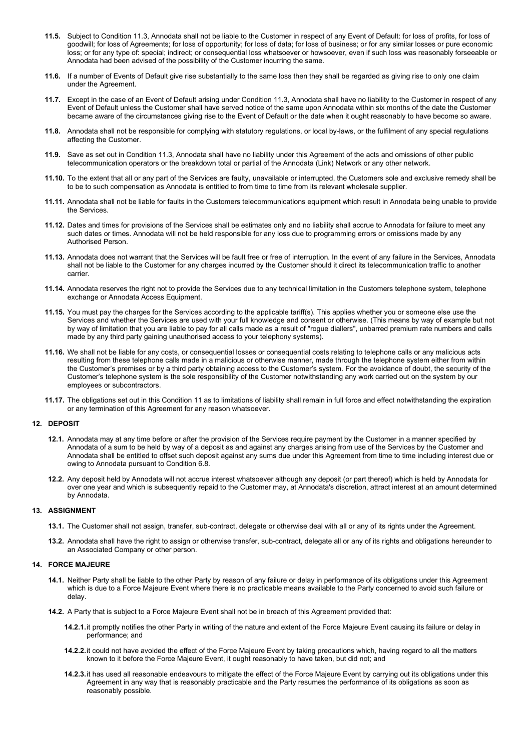**11.5.** Subject to Condition 11.3, Annodata shall not be liable to the Customer in respect of any Event of Default: for loss of profits, for loss of goodwill; for loss of Agreements; for loss of opportunity; for loss of data; for loss of business; or for any similar losses or pure economic loss; or for any type of: special; indirect; or consequential loss whatsoever or howsoever, even if such loss was reasonably forseeable or Annodata had been advised of the possibility of the Customer incurring the same.

**11.6.** If a number of Events of Default give rise substantially to the same loss then they shall be regarded as giving rise to only one claim under the Agreement.

**11.7.** Except in the case of an Event of Default arising under Condition 11.3, Annodata shall have no liability to the Customer in respect of any Event of Default unless the Customer shall have served notice of the same upon Annodata within six months of the date the Customer became aware of the circumstances giving rise to the Event of Default or the date when it ought reasonably to have become so aware.

**11.8.** Annodata shall not be responsible for complying with statutory regulations, or local by-laws, or the fulfilment of any special regulations affecting the Customer.

**11.9.** Save as set out in Condition 11.3, Annodata shall have no liability under this Agreement of the acts and omissions of other public telecommunication operators or the breakdown total or partial of the Annodata (Link) Network or any other network.

**11.10.** To the extent that all or any part of the Services are faulty, unavailable or interrupted, the Customers sole and exclusive remedy shall be to be to such compensation as Annodata is entitled to from time to time from its relevant wholesale supplier.

**11.11.** Annodata shall not be liable for faults in the Customers telecommunications equipment which result in Annodata being unable to provide the Services.

**11.12.** Dates and times for provisions of the Services shall be estimates only and no liability shall accrue to Annodata for failure to meet any such dates or times. Annodata will not be held responsible for any loss due to programming errors or omissions made by any Authorised Person.

**11.13.** Annodata does not warrant that the Services will be fault free or free of interruption. In the event of any failure in the Services, Annodata shall not be liable to the Customer for any charges incurred by the Customer should it direct its telecommunication traffic to another carrier.

**11.14.** Annodata reserves the right not to provide the Services due to any technical limitation in the Customers telephone system, telephone exchange or Annodata Access Equipment.

**11.15.** You must pay the charges for the Services according to the applicable tariff(s). This applies whether you or someone else use the Services and whether the Services are used with your full knowledge and consent or otherwise. (This means by way of example but not by way of limitation that you are liable to pay for all calls made as a result of "rogue diallers", unbarred premium rate numbers and calls made by any third party gaining unauthorised access to your telephony systems).

**11.16.** We shall not be liable for any costs, or consequential losses or consequential costs relating to telephone calls or any malicious acts resulting from these telephone calls made in a malicious or otherwise manner, made through the telephone system either from within the Customer's premises or by a third party obtaining access to the Customer's system. For the avoidance of doubt, the security of the Customer's telephone system is the sole responsibility of the Customer notwithstanding any work carried out on the system by our employees or subcontractors.

**11.17.** The obligations set out in this Condition 11 as to limitations of liability shall remain in full force and effect notwithstanding the expiration or any termination of this Agreement for any reason whatsoever.

## 12. DEPOSIT

**12.1.** Annodata may at any time before or after the provision of the Services require payment by the Customer in a manner specified by Annodata of a sum to be held by way of a deposit as and against any charges arising from use of the Services by the Customer and Annodata shall be entitled to offset such deposit against any sums due under this Agreement from time to time including interest due or owing to Annodata pursuant to Condition 6.8.

**12.2.** Any deposit held by Annodata will not accrue interest whatsoever although any deposit (or part thereof) which is held by Annodata for over one year and which is subsequently repaid to the Customer may, at Annodata's discretion, attract interest at an amount determined by Annodata.

## 13. ASSIGNMENT

**13.1.** The Customer shall not assign, transfer, sub-contract, delegate or otherwise deal with all or any of its rights under the Agreement.

**13.2.** Annodata shall have the right to assign or otherwise transfer, sub-contract, delegate all or any of its rights and obligations hereunder to an Associated Company or other person.

## 14. FORCE MAJEURE

**14.1.** Neither Party shall be liable to the other Party by reason of any failure or delay in performance of its obligations under this Agreement which is due to a Force Majeure Event where there is no practicable means available to the Party concerned to avoid such failure or delay.

**14.2.** A Party that is subject to a Force Majeure Event shall not be in breach of this Agreement provided that:

**14.2.1.** it promptly notifies the other Party in writing of the nature and extent of the Force Majeure Event causing its failure or delay in performance; and

**14.2.2.** it could not have avoided the effect of the Force Majeure Event by taking precautions which, having regard to all the matters known to it before the Force Majeure Event, it ought reasonably to have taken, but did not; and

**14.2.3.** it has used all reasonable endeavours to mitigate the effect of the Force Majeure Event by carrying out its obligations under this Agreement in any way that is reasonably practicable and the Party resumes the performance of its obligations as soon as reasonably possible.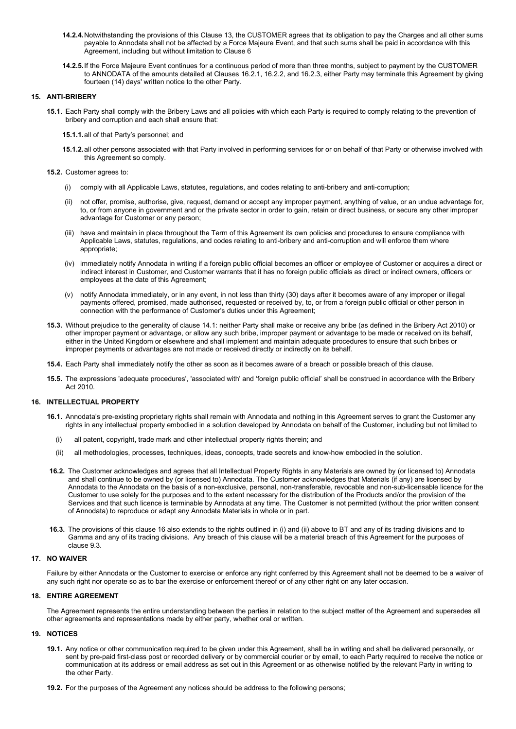**14.2.4.** Notwithstanding the provisions of this Clause 13, the CUSTOMER agrees that its obligation to pay the Charges and all other sums payable to Annodata shall not be affected by a Force Majeure Event, and that such sums shall be paid in accordance with this Agreement, including but without limitation to Clause 6

**14.2.5.** If the Force Majeure Event continues for a continuous period of more than three months, subject to payment by the CUSTOMER to ANNODATA of the amounts detailed at Clauses 16.2.1, 16.2.2, and 16.2.3, either Party may terminate this Agreement by giving fourteen (14) days' written notice to the other Party.

## 15. ANTI-BRIBERY

**15.1.** Each Party shall comply with the Bribery Laws and all policies with which each Party is required to comply relating to the prevention of bribery and corruption and each shall ensure that:

**15.1.1.** all of that Party's personnel; and

**15.1.2.** all other persons associated with that Party involved in performing services for or on behalf of that Party or otherwise involved with this Agreement so comply.

**15.2.** Customer agrees to:

(i) comply with all Applicable Laws, statutes, regulations, and codes relating to anti-bribery and anti-corruption;

(ii) not offer, promise, authorise, give, request, demand or accept any improper payment, anything of value, or an undue advantage for, to, or from anyone in government and or the private sector in order to gain, retain or direct business, or secure any other improper advantage for Customer or any person;

(iii) have and maintain in place throughout the Term of this Agreement its own policies and procedures to ensure compliance with Applicable Laws, statutes, regulations, and codes relating to anti-bribery and anti-corruption and will enforce them where appropriate;

(iv) immediately notify Annodata in writing if a foreign public official becomes an officer or employee of Customer or acquires a direct or indirect interest in Customer, and Customer warrants that it has no foreign public officials as direct or indirect owners, officers or employees at the date of this Agreement;

(v) notify Annodata immediately, or in any event, in not less than thirty (30) days after it becomes aware of any improper or illegal payments offered, promised, made authorised, requested or received by, to, or from a foreign public official or other person in connection with the performance of Customer's duties under this Agreement;

**15.3.** Without prejudice to the generality of clause 14.1: neither Party shall make or receive any bribe (as defined in the Bribery Act 2010) or other improper payment or advantage, or allow any such bribe, improper payment or advantage to be made or received on its behalf, either in the United Kingdom or elsewhere and shall implement and maintain adequate procedures to ensure that such bribes or improper payments or advantages are not made or received directly or indirectly on its behalf.

**15.4.** Each Party shall immediately notify the other as soon as it becomes aware of a breach or possible breach of this clause.

**15.5.** The expressions 'adequate procedures', 'associated with' and 'foreign public official' shall be construed in accordance with the Bribery Act 2010.

## 16. INTELLECTUAL PROPERTY

**16.1.** Annodata's pre-existing proprietary rights shall remain with Annodata and nothing in this Agreement serves to grant the Customer any rights in any intellectual property embodied in a solution developed by Annodata on behalf of the Customer, including but not limited to

(i) all patent, copyright, trade mark and other intellectual property rights therein; and

(ii) all methodologies, processes, techniques, ideas, concepts, trade secrets and know-how embodied in the solution.

**16.2.** The Customer acknowledges and agrees that all Intellectual Property Rights in any Materials are owned by (or licensed to) Annodata and shall continue to be owned by (or licensed to) Annodata. The Customer acknowledges that Materials (if any) are licensed by Annodata to the Annodata on the basis of a non-exclusive, personal, non-transferable, revocable and non-sub-licensable licence for the Customer to use solely for the purposes and to the extent necessary for the distribution of the Products and/or the provision of the Services and that such licence is terminable by Annodata at any time. The Customer is not permitted (without the prior written consent of Annodata) to reproduce or adapt any Annodata Materials in whole or in part.

**16.3.** The provisions of this clause 16 also extends to the rights outlined in (i) and (ii) above to BT and any of its trading divisions and to Gamma and any of its trading divisions. Any breach of this clause will be a material breach of this Agreement for the purposes of clause 9.3.

## 17. NO WAIVER

Failure by either Annodata or the Customer to exercise or enforce any right conferred by this Agreement shall not be deemed to be a waiver of any such right nor operate so as to bar the exercise or enforcement thereof or of any other right on any later occasion.

## 18. ENTIRE AGREEMENT

The Agreement represents the entire understanding between the parties in relation to the subject matter of the Agreement and supersedes all other agreements and representations made by either party, whether oral or written.

## 19. NOTICES

**19.1.** Any notice or other communication required to be given under this Agreement, shall be in writing and shall be delivered personally, or sent by pre-paid first-class post or recorded delivery or by commercial courier or by email, to each Party required to receive the notice or communication at its address or email address as set out in this Agreement or as otherwise notified by the relevant Party in writing to the other Party.

**19.2.** For the purposes of the Agreement any notices should be address to the following persons;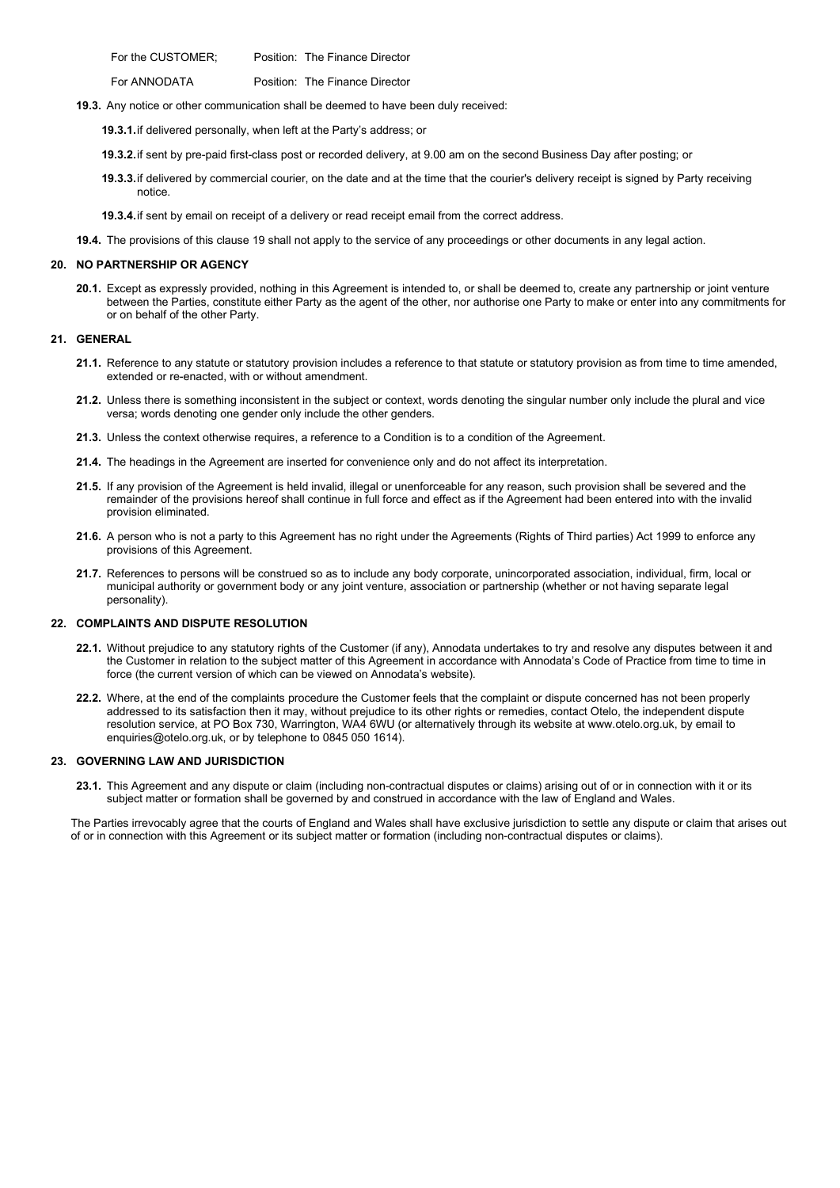For the CUSTOMER; Position: The Finance Director

For ANNODATA Position: The Finance Director

**19.3.** Any notice or other communication shall be deemed to have been duly received:

**19.3.1.** if delivered personally, when left at the Party's address; or

**19.3.2.** if sent by pre-paid first-class post or recorded delivery, at 9.00 am on the second Business Day after posting; or

**19.3.3.** if delivered by commercial courier, on the date and at the time that the courier's delivery receipt is signed by Party receiving notice.

**19.3.4.** if sent by email on receipt of a delivery or read receipt email from the correct address.

**19.4.** The provisions of this clause 19 shall not apply to the service of any proceedings or other documents in any legal action.

## 20. NO PARTNERSHIP OR AGENCY

**20.1.** Except as expressly provided, nothing in this Agreement is intended to, or shall be deemed to, create any partnership or joint venture between the Parties, constitute either Party as the agent of the other, nor authorise one Party to make or enter into any commitments for or on behalf of the other Party.

## 21. GENERAL

**21.1.** Reference to any statute or statutory provision includes a reference to that statute or statutory provision as from time to time amended, extended or re-enacted, with or without amendment.

**21.2.** Unless there is something inconsistent in the subject or context, words denoting the singular number only include the plural and vice versa; words denoting one gender only include the other genders.

**21.3.** Unless the context otherwise requires, a reference to a Condition is to a condition of the Agreement.

**21.4.** The headings in the Agreement are inserted for convenience only and do not affect its interpretation.

**21.5.** If any provision of the Agreement is held invalid, illegal or unenforceable for any reason, such provision shall be severed and the remainder of the provisions hereof shall continue in full force and effect as if the Agreement had been entered into with the invalid provision eliminated.

**21.6.** A person who is not a party to this Agreement has no right under the Agreements (Rights of Third parties) Act 1999 to enforce any provisions of this Agreement.

**21.7.** References to persons will be construed so as to include any body corporate, unincorporated association, individual, firm, local or municipal authority or government body or any joint venture, association or partnership (whether or not having separate legal personality).

## 22. COMPLAINTS AND DISPUTE RESOLUTION

**22.1.** Without prejudice to any statutory rights of the Customer (if any), Annodata undertakes to try and resolve any disputes between it and the Customer in relation to the subject matter of this Agreement in accordance with Annodata's Code of Practice from time to time in force (the current version of which can be viewed on Annodata's website).

**22.2.** Where, at the end of the complaints procedure the Customer feels that the complaint or dispute concerned has not been properly addressed to its satisfaction then it may, without prejudice to its other rights or remedies, contact Otelo, the independent dispute resolution service, at PO Box 730, Warrington, WA4 6WU (or alternatively through its website at www.otelo.org.uk, by email to enquiries@otelo.org.uk, or by telephone to 0845 050 1614).

## 23. GOVERNING LAW AND JURISDICTION

**23.1.** This Agreement and any dispute or claim (including non-contractual disputes or claims) arising out of or in connection with it or its subject matter or formation shall be governed by and construed in accordance with the law of England and Wales.

The Parties irrevocably agree that the courts of England and Wales shall have exclusive jurisdiction to settle any dispute or claim that arises out of or in connection with this Agreement or its subject matter or formation (including non-contractual disputes or claims).